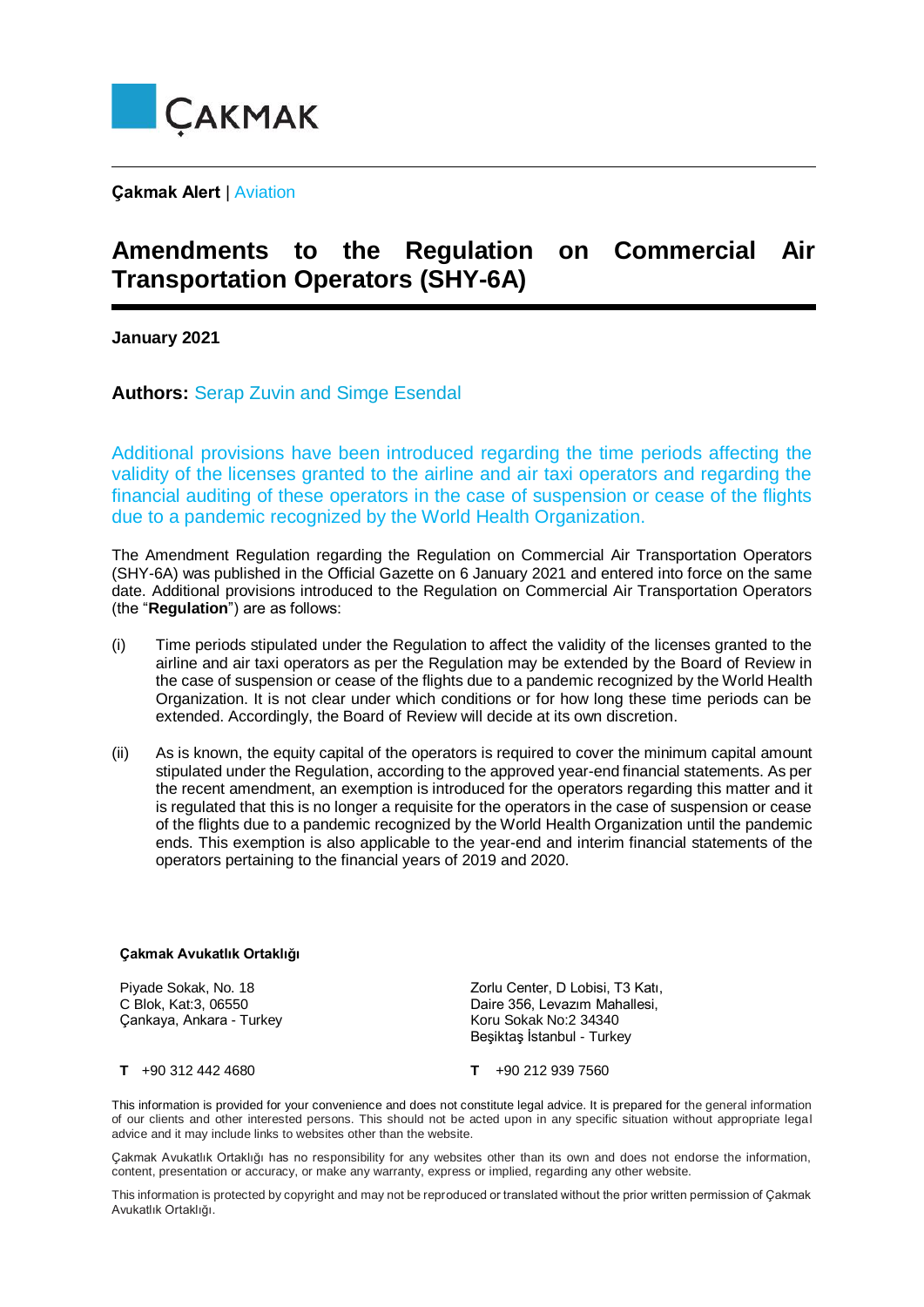ÇAKMAK

**Çakmak Alert** | Aviation

# Amendments to the Regulation on Commercial Air Transportation Operators (SHY-6A)

**January 2021**

**Authors:** Serap Zuvin and Simge Esendal

Additional provisions have been introduced regarding the time periods affecting the validity of the licenses granted to the airline and air taxi operators and regarding the financial auditing of these operators in the case of suspension or cease of the flights due to a pandemic recognized by the World Health Organization.

The Amendment Regulation regarding the Regulation on Commercial Air Transportation Operators (SHY-6A) was published in the Official Gazette on 6 January 2021 and entered into force on the same date. Additional provisions introduced to the Regulation on Commercial Air Transportation Operators (the "**Regulation**") are as follows:

(i) Time periods stipulated under the Regulation to affect the validity of the licenses granted to the airline and air taxi operators as per the Regulation may be extended by the Board of Review in the case of suspension or cease of the flights due to a pandemic recognized by the World Health Organization. It is not clear under which conditions or for how long these time periods can be extended. Accordingly, the Board of Review will decide at its own discretion.

(ii) As is known, the equity capital of the operators is required to cover the minimum capital amount stipulated under the Regulation, according to the approved year-end financial statements. As per the recent amendment, an exemption is introduced for the operators regarding this matter and it is regulated that this is no longer a requisite for the operators in the case of suspension or cease of the flights due to a pandemic recognized by the World Health Organization until the pandemic ends. This exemption is also applicable to the year-end and interim financial statements of the operators pertaining to the financial years of 2019 and 2020.

**Çakmak Avukatlık Ortaklığı**

Piyade Sokak, No. 18
C Blok, Kat:3, 06550
Çankaya, Ankara - Turkey

**T** +90 312 442 4680

Zorlu Center, D Lobisi, T3 Katı,
Daire 356, Levazım Mahallesi,
Koru Sokak No:2 34340
Beşiktaş İstanbul - Turkey

**T** +90 212 939 7560

This information is provided for your convenience and does not constitute legal advice. It is prepared for the general information of our clients and other interested persons. This should not be acted upon in any specific situation without appropriate legal advice and it may include links to websites other than the website.

Çakmak Avukatlık Ortaklığı has no responsibility for any websites other than its own and does not endorse the information, content, presentation or accuracy, or make any warranty, express or implied, regarding any other website.

This information is protected by copyright and may not be reproduced or translated without the prior written permission of Çakmak Avukatlık Ortaklığı.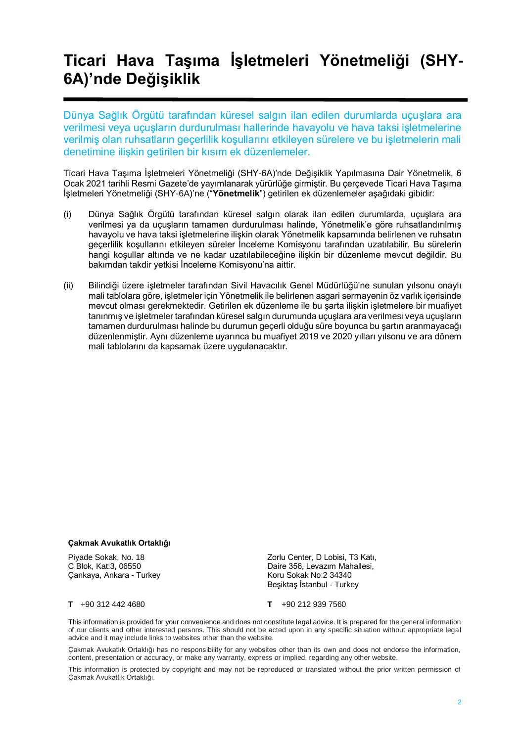# Ticari Hava Taşıma İşletmeleri Yönetmeliği (SHY-6A)'nde Değişiklik

Dünya Sağlık Örgütü tarafından küresel salgın ilan edilen durumlarda uçuşlara ara verilmesi veya uçuşların durdurulması hallerinde havayolu ve hava taksi işletmelerine verilmiş olan ruhsatların geçerlilik koşullarını etkileyen sürelere ve bu işletmelerin mali denetimine ilişkin getirilen bir kısım ek düzenlemeler.

Ticari Hava Taşıma İşletmeleri Yönetmeliği (SHY-6A)'nde Değişiklik Yapılmasına Dair Yönetmelik, 6 Ocak 2021 tarihli Resmi Gazete'de yayımlanarak yürürlüğe girmiştir. Bu çerçevede Ticari Hava Taşıma İşletmeleri Yönetmeliği (SHY-6A)'ne ("**Yönetmelik**") getirilen ek düzenlemeler aşağıdaki gibidir:

(i) Dünya Sağlık Örgütü tarafından küresel salgın olarak ilan edilen durumlarda, uçuşlara ara verilmesi ya da uçuşların tamamen durdurulması halinde, Yönetmelik'e göre ruhsatlandırılmış havayolu ve hava taksi işletmelerine ilişkin olarak Yönetmelik kapsamında belirlenen ve ruhsatın geçerlilik koşullarını etkileyen süreler İnceleme Komisyonu tarafından uzatılabilir. Bu sürelerin hangi koşullar altında ve ne kadar uzatılabileceğine ilişkin bir düzenleme mevcut değildir. Bu bakımdan takdir yetkisi İnceleme Komisyonu'na aittir.

(ii) Bilindiği üzere işletmeler tarafından Sivil Havacılık Genel Müdürlüğü'ne sunulan yılsonu onaylı mali tablolara göre, işletmeler için Yönetmelik ile belirlenen asgari sermayenin öz varlık içerisinde mevcut olması gerekmektedir. Getirilen ek düzenleme ile bu şarta ilişkin işletmelere bir muafiyet tanınmış ve işletmeler tarafından küresel salgın durumunda uçuşlara ara verilmesi veya uçuşların tamamen durdurulması halinde bu durumun geçerli olduğu süre boyunca bu şartın aranmayacağı düzenlenmiştir. Aynı düzenleme uyarınca bu muafiyet 2019 ve 2020 yılları yılsonu ve ara dönem mali tablolarını da kapsamak üzere uygulanacaktır.

**Çakmak Avukatlık Ortaklığı**

Piyade Sokak, No. 18
C Blok, Kat:3, 06550
Çankaya, Ankara - Turkey

**T** +90 312 442 4680

Zorlu Center, D Lobisi, T3 Katı,
Daire 356, Levazım Mahallesi,
Koru Sokak No:2 34340
Beşiktaş İstanbul - Turkey

**T** +90 212 939 7560

This information is provided for your convenience and does not constitute legal advice. It is prepared for the general information of our clients and other interested persons. This should not be acted upon in any specific situation without appropriate legal advice and it may include links to websites other than the website.

Çakmak Avukatlık Ortaklığı has no responsibility for any websites other than its own and does not endorse the information, content, presentation or accuracy, or make any warranty, express or implied, regarding any other website.

This information is protected by copyright and may not be reproduced or translated without the prior written permission of Çakmak Avukatlık Ortaklığı.